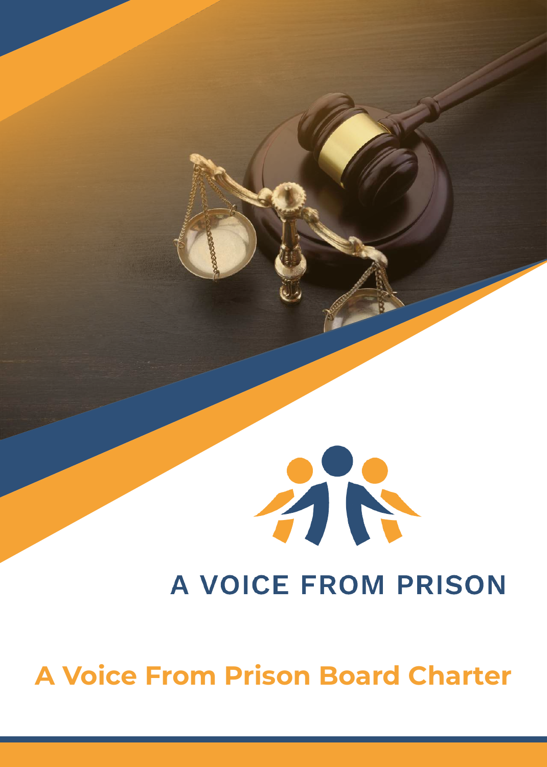A VOICE FROM PRISON

# A Voice From Prison Board Charter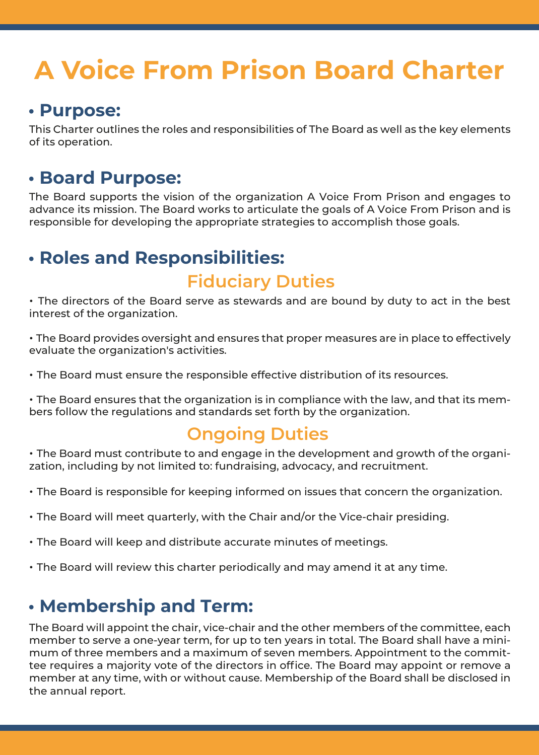# A Voice From Prison Board Charter

## • Purpose:

This Charter outlines the roles and responsibilities of The Board as well as the key elements of its operation.

## • Board Purpose:

The Board supports the vision of the organization A Voice From Prison and engages to advance its mission. The Board works to articulate the goals of A Voice From Prison and is responsible for developing the appropriate strategies to accomplish those goals.

## • Roles and Responsibilities:

### Fiduciary Duties

• The directors of the Board serve as stewards and are bound by duty to act in the best interest of the organization.

• The Board provides oversight and ensures that proper measures are in place to effectively evaluate the organization's activities.

• The Board must ensure the responsible effective distribution of its resources.

• The Board ensures that the organization is in compliance with the law, and that its members follow the regulations and standards set forth by the organization.

### Ongoing Duties

• The Board must contribute to and engage in the development and growth of the organization, including by not limited to: fundraising, advocacy, and recruitment.

• The Board is responsible for keeping informed on issues that concern the organization.

• The Board will meet quarterly, with the Chair and/or the Vice-chair presiding.

• The Board will keep and distribute accurate minutes of meetings.

• The Board will review this charter periodically and may amend it at any time.

## • Membership and Term:

The Board will appoint the chair, vice-chair and the other members of the committee, each member to serve a one-year term, for up to ten years in total. The Board shall have a minimum of three members and a maximum of seven members. Appointment to the committee requires a majority vote of the directors in office. The Board may appoint or remove a member at any time, with or without cause. Membership of the Board shall be disclosed in the annual report.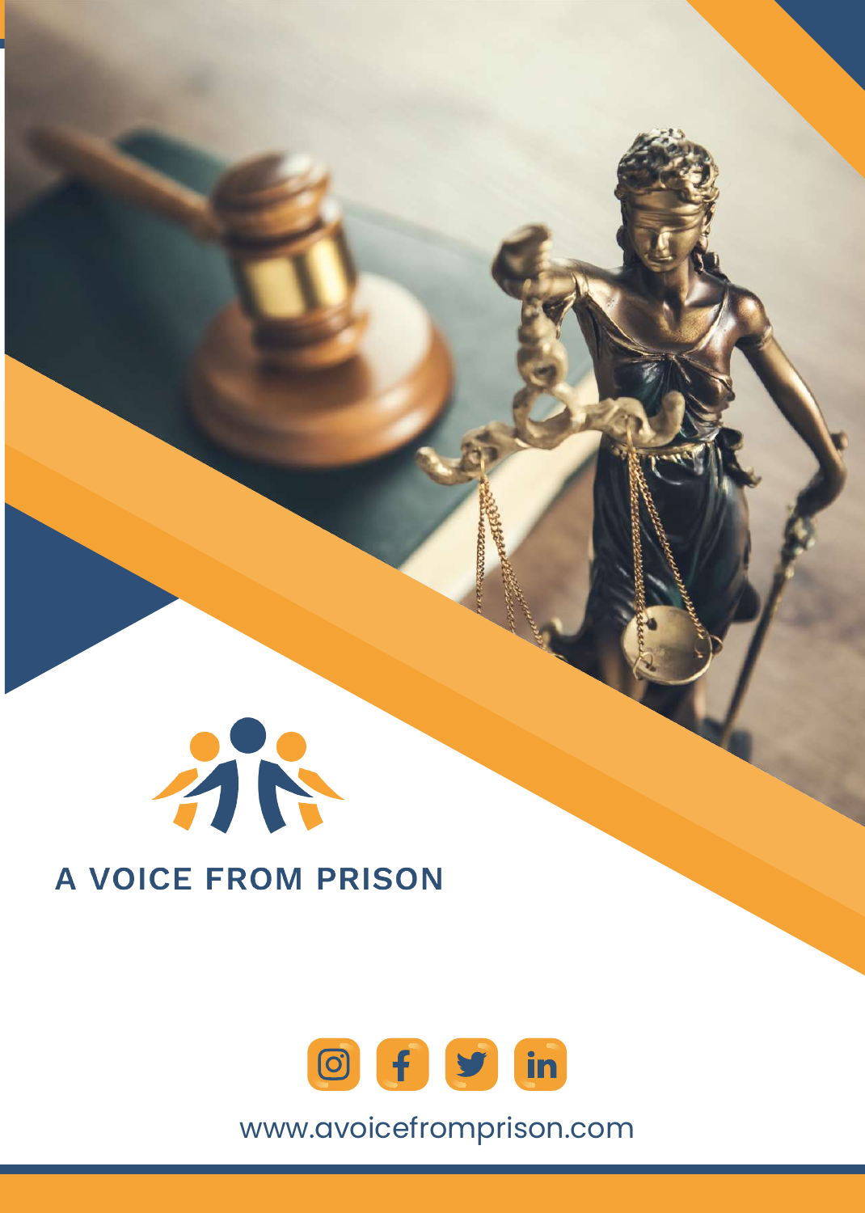A VOICE FROM PRISON

www.avoicefromprison.com